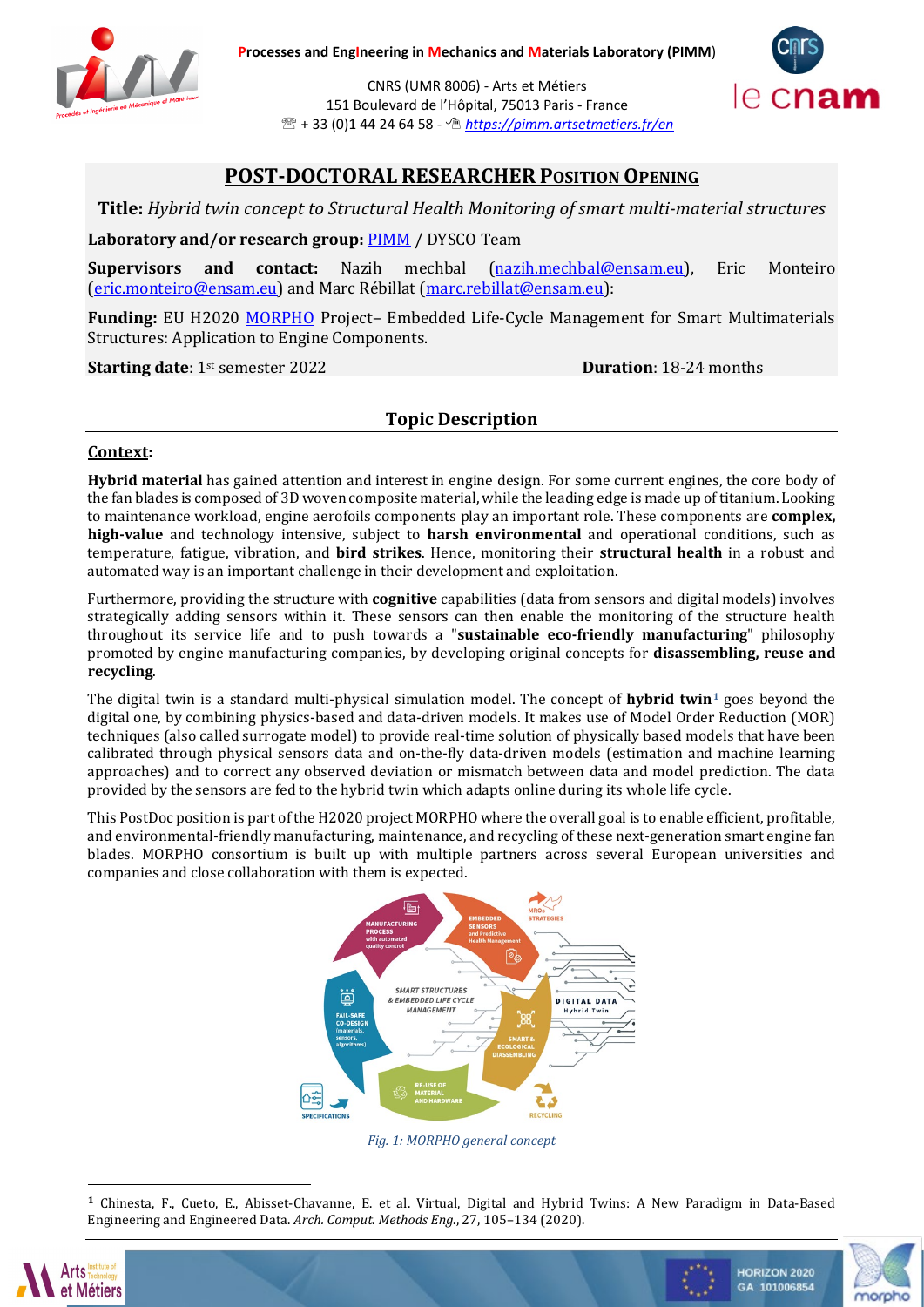**Processes and EngIneering in Mechanics and Materials Laboratory (PIMM)**

CNRS (UMR 8006) - Arts et Métiers
151 Boulevard de l'Hôpital, 75013 Paris - France
+ 33 (0)1 44 24 64 58 - https://pimm.artsetmetiers.fr/en

# POST-DOCTORAL RESEARCHER POSITION OPENING

**Title:** *Hybrid twin concept to Structural Health Monitoring of smart multi-material structures*

**Laboratory and/or research group:** PIMM / DYSCO Team

**Supervisors and contact:** Nazih mechbal (nazih.mechbal@ensam.eu), Eric Monteiro (eric.monteiro@ensam.eu) and Marc Rébillat (marc.rebillat@ensam.eu):

**Funding:** EU H2020 MORPHO Project– Embedded Life-Cycle Management for Smart Multimaterials Structures: Application to Engine Components.

**Starting date**: 1st semester 2022 **Duration**: 18-24 months

## Topic Description

### Context:

**Hybrid material** has gained attention and interest in engine design. For some current engines, the core body of the fan blades is composed of 3D woven composite material, while the leading edge is made up of titanium. Looking to maintenance workload, engine aerofoils components play an important role. These components are **complex, high-value** and technology intensive, subject to **harsh environmental** and operational conditions, such as temperature, fatigue, vibration, and **bird strikes**. Hence, monitoring their **structural health** in a robust and automated way is an important challenge in their development and exploitation.

Furthermore, providing the structure with **cognitive** capabilities (data from sensors and digital models) involves strategically adding sensors within it. These sensors can then enable the monitoring of the structure health throughout its service life and to push towards a "**sustainable eco-friendly manufacturing**" philosophy promoted by engine manufacturing companies, by developing original concepts for **disassembling, reuse and recycling**.

The digital twin is a standard multi-physical simulation model. The concept of **hybrid twin**[1] goes beyond the digital one, by combining physics-based and data-driven models. It makes use of Model Order Reduction (MOR) techniques (also called surrogate model) to provide real-time solution of physically based models that have been calibrated through physical sensors data and on-the-fly data-driven models (estimation and machine learning approaches) and to correct any observed deviation or mismatch between data and model prediction. The data provided by the sensors are fed to the hybrid twin which adapts online during its whole life cycle.

This PostDoc position is part of the H2020 project MORPHO where the overall goal is to enable efficient, profitable, and environmental-friendly manufacturing, maintenance, and recycling of these next-generation smart engine fan blades. MORPHO consortium is built up with multiple partners across several European universities and companies and close collaboration with them is expected.

*Fig. 1: MORPHO general concept*

[1] Chinesta, F., Cueto, E., Abisset-Chavanne, E. et al. Virtual, Digital and Hybrid Twins: A New Paradigm in Data-Based Engineering and Engineered Data. *Arch. Comput. Methods Eng.*, 27, 105–134 (2020).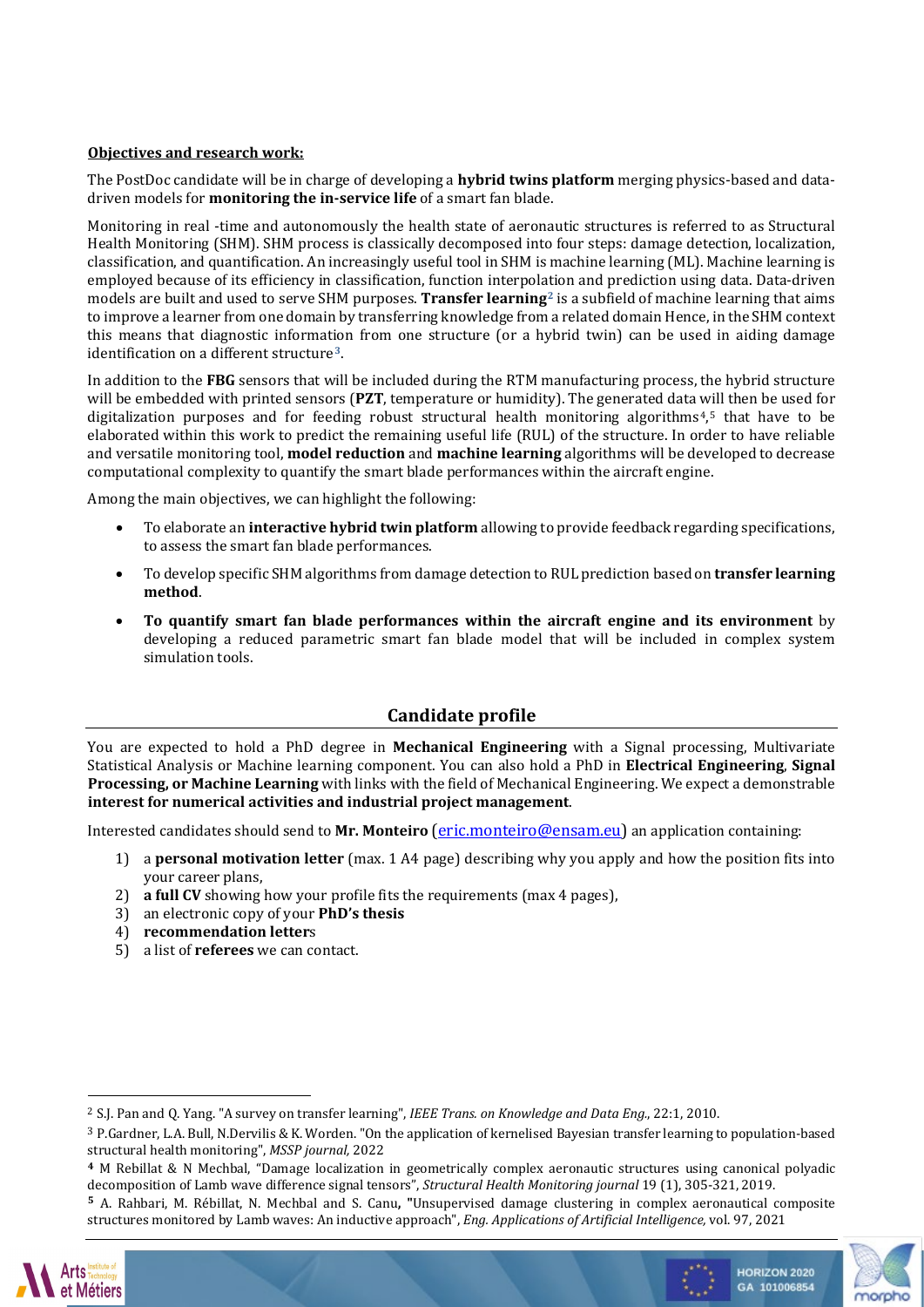**Objectives and research work:**

The PostDoc candidate will be in charge of developing a **hybrid twins platform** merging physics-based and data-driven models for **monitoring the in-service life** of a smart fan blade.

Monitoring in real -time and autonomously the health state of aeronautic structures is referred to as Structural Health Monitoring (SHM). SHM process is classically decomposed into four steps: damage detection, localization, classification, and quantification. An increasingly useful tool in SHM is machine learning (ML). Machine learning is employed because of its efficiency in classification, function interpolation and prediction using data. Data-driven models are built and used to serve SHM purposes. **Transfer learning**[2] is a subfield of machine learning that aims to improve a learner from one domain by transferring knowledge from a related domain Hence, in the SHM context this means that diagnostic information from one structure (or a hybrid twin) can be used in aiding damage identification on a different structure[3].

In addition to the **FBG** sensors that will be included during the RTM manufacturing process, the hybrid structure will be embedded with printed sensors (**PZT**, temperature or humidity). The generated data will then be used for digitalization purposes and for feeding robust structural health monitoring algorithms[4,5] that have to be elaborated within this work to predict the remaining useful life (RUL) of the structure. In order to have reliable and versatile monitoring tool, **model reduction** and **machine learning** algorithms will be developed to decrease computational complexity to quantify the smart blade performances within the aircraft engine.

Among the main objectives, we can highlight the following:

- To elaborate an **interactive hybrid twin platform** allowing to provide feedback regarding specifications, to assess the smart fan blade performances.
- To develop specific SHM algorithms from damage detection to RUL prediction based on **transfer learning method**.
- **To quantify smart fan blade performances within the aircraft engine and its environment** by developing a reduced parametric smart fan blade model that will be included in complex system simulation tools.

## Candidate profile

You are expected to hold a PhD degree in **Mechanical Engineering** with a Signal processing, Multivariate Statistical Analysis or Machine learning component. You can also hold a PhD in **Electrical Engineering**, **Signal Processing, or Machine Learning** with links with the field of Mechanical Engineering. We expect a demonstrable **interest for numerical activities and industrial project management**.

Interested candidates should send to **Mr. Monteiro** (eric.monteiro@ensam.eu) an application containing:

1) a **personal motivation letter** (max. 1 A4 page) describing why you apply and how the position fits into your career plans,
2) **a full CV** showing how your profile fits the requirements (max 4 pages),
3) an electronic copy of your **PhD's thesis**
4) **recommendation letter**s
5) a list of **referees** we can contact.

---

[2] S.J. Pan and Q. Yang. "A survey on transfer learning", *IEEE Trans. on Knowledge and Data Eng.*, 22:1, 2010.

[3] P.Gardner, L.A. Bull, N.Dervilis & K. Worden. "On the application of kernelised Bayesian transfer learning to population-based structural health monitoring", *MSSP journal,* 2022

[4] M Rebillat & N Mechbal, "Damage localization in geometrically complex aeronautic structures using canonical polyadic decomposition of Lamb wave difference signal tensors", *Structural Health Monitoring journal* 19 (1), 305-321, 2019.

[5] A. Rahbari, M. Rébillat, N. Mechbal and S. Canu**, "**Unsupervised damage clustering in complex aeronautical composite structures monitored by Lamb waves: An inductive approach", *Eng. Applications of Artificial Intelligence,* vol. 97, 2021